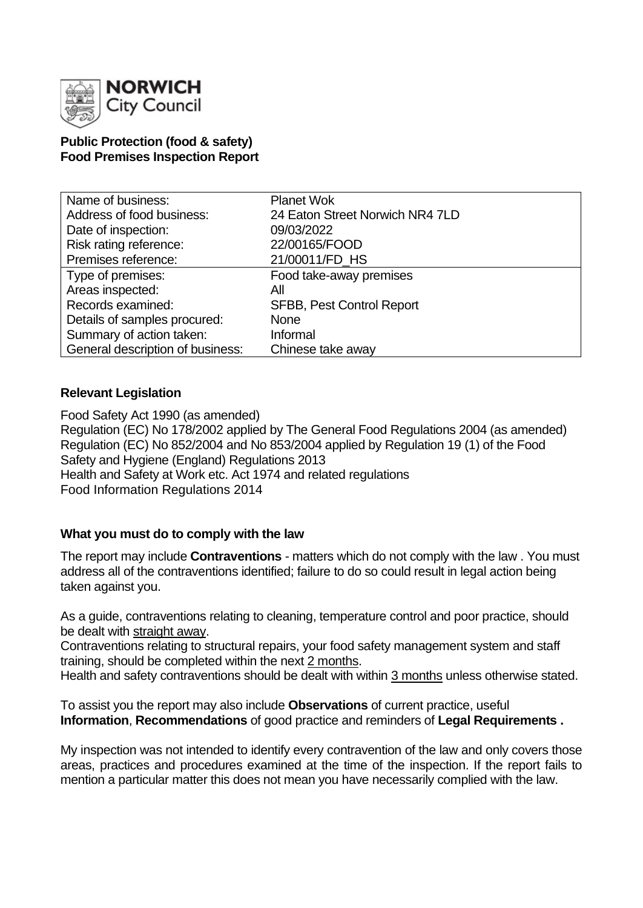**NORWICH**
City Council

**Public Protection (food & safety)**
**Food Premises Inspection Report**

| | |
|---|---|
| Name of business: | Planet Wok |
| Address of food business: | 24 Eaton Street Norwich NR4 7LD |
| Date of inspection: | 09/03/2022 |
| Risk rating reference: | 22/00165/FOOD |
| Premises reference: | 21/00011/FD_HS |
| Type of premises: | Food take-away premises |
| Areas inspected: | All |
| Records examined: | SFBB, Pest Control Report |
| Details of samples procured: | None |
| Summary of action taken: | Informal |
| General description of business: | Chinese take away |

## Relevant Legislation

Food Safety Act 1990 (as amended)
Regulation (EC) No 178/2002 applied by The General Food Regulations 2004 (as amended)
Regulation (EC) No 852/2004 and No 853/2004 applied by Regulation 19 (1) of the Food Safety and Hygiene (England) Regulations 2013
Health and Safety at Work etc. Act 1974 and related regulations
Food Information Regulations 2014

## What you must do to comply with the law

The report may include **Contraventions** - matters which do not comply with the law . You must address all of the contraventions identified; failure to do so could result in legal action being taken against you.

As a guide, contraventions relating to cleaning, temperature control and poor practice, should be dealt with straight away.
Contraventions relating to structural repairs, your food safety management system and staff training, should be completed within the next 2 months.
Health and safety contraventions should be dealt with within 3 months unless otherwise stated.

To assist you the report may also include **Observations** of current practice, useful **Information**, **Recommendations** of good practice and reminders of **Legal Requirements .**

My inspection was not intended to identify every contravention of the law and only covers those areas, practices and procedures examined at the time of the inspection. If the report fails to mention a particular matter this does not mean you have necessarily complied with the law.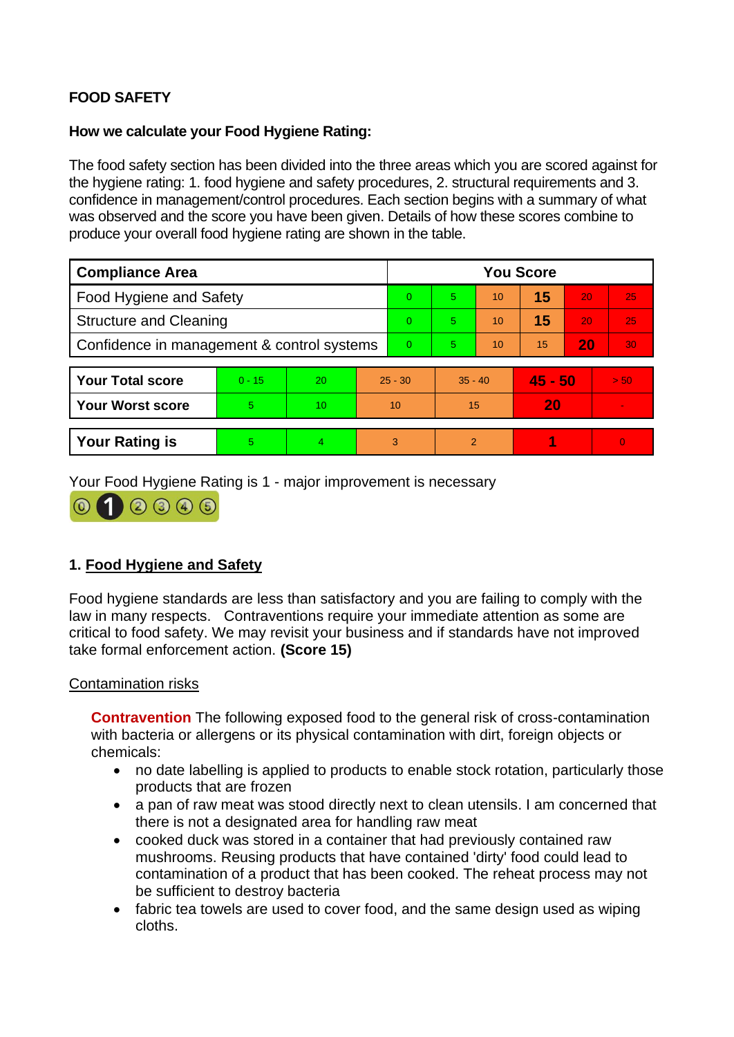**FOOD SAFETY**

**How we calculate your Food Hygiene Rating:**

The food safety section has been divided into the three areas which you are scored against for the hygiene rating: 1. food hygiene and safety procedures, 2. structural requirements and 3. confidence in management/control procedures. Each section begins with a summary of what was observed and the score you have been given. Details of how these scores combine to produce your overall food hygiene rating are shown in the table.

| Compliance Area | You Score | | | | | |
|---|---|---|---|---|---|---|
| Food Hygiene and Safety | 0 | 5 | 10 | **15** | 20 | 25 |
| Structure and Cleaning | 0 | 5 | 10 | **15** | 20 | 25 |
| Confidence in management & control systems | 0 | 5 | 10 | 15 | **20** | 30 |

| | | | | | | |
|---|---|---|---|---|---|---|
| **Your Total score** | 0 - 15 | 20 | 25 - 30 | 35 - 40 | **45 - 50** | > 50 |
| **Your Worst score** | 5 | 10 | 10 | 15 | **20** | - |

| | | | | | | |
|---|---|---|---|---|---|---|
| **Your Rating is** | 5 | 4 | 3 | 2 | **1** | 0 |

Your Food Hygiene Rating is 1 - major improvement is necessary

## 1. Food Hygiene and Safety

Food hygiene standards are less than satisfactory and you are failing to comply with the law in many respects. Contraventions require your immediate attention as some are critical to food safety. We may revisit your business and if standards have not improved take formal enforcement action. **(Score 15)**

### Contamination risks

**Contravention** The following exposed food to the general risk of cross-contamination with bacteria or allergens or its physical contamination with dirt, foreign objects or chemicals:

- no date labelling is applied to products to enable stock rotation, particularly those products that are frozen
- a pan of raw meat was stood directly next to clean utensils. I am concerned that there is not a designated area for handling raw meat
- cooked duck was stored in a container that had previously contained raw mushrooms. Reusing products that have contained 'dirty' food could lead to contamination of a product that has been cooked. The reheat process may not be sufficient to destroy bacteria
- fabric tea towels are used to cover food, and the same design used as wiping cloths.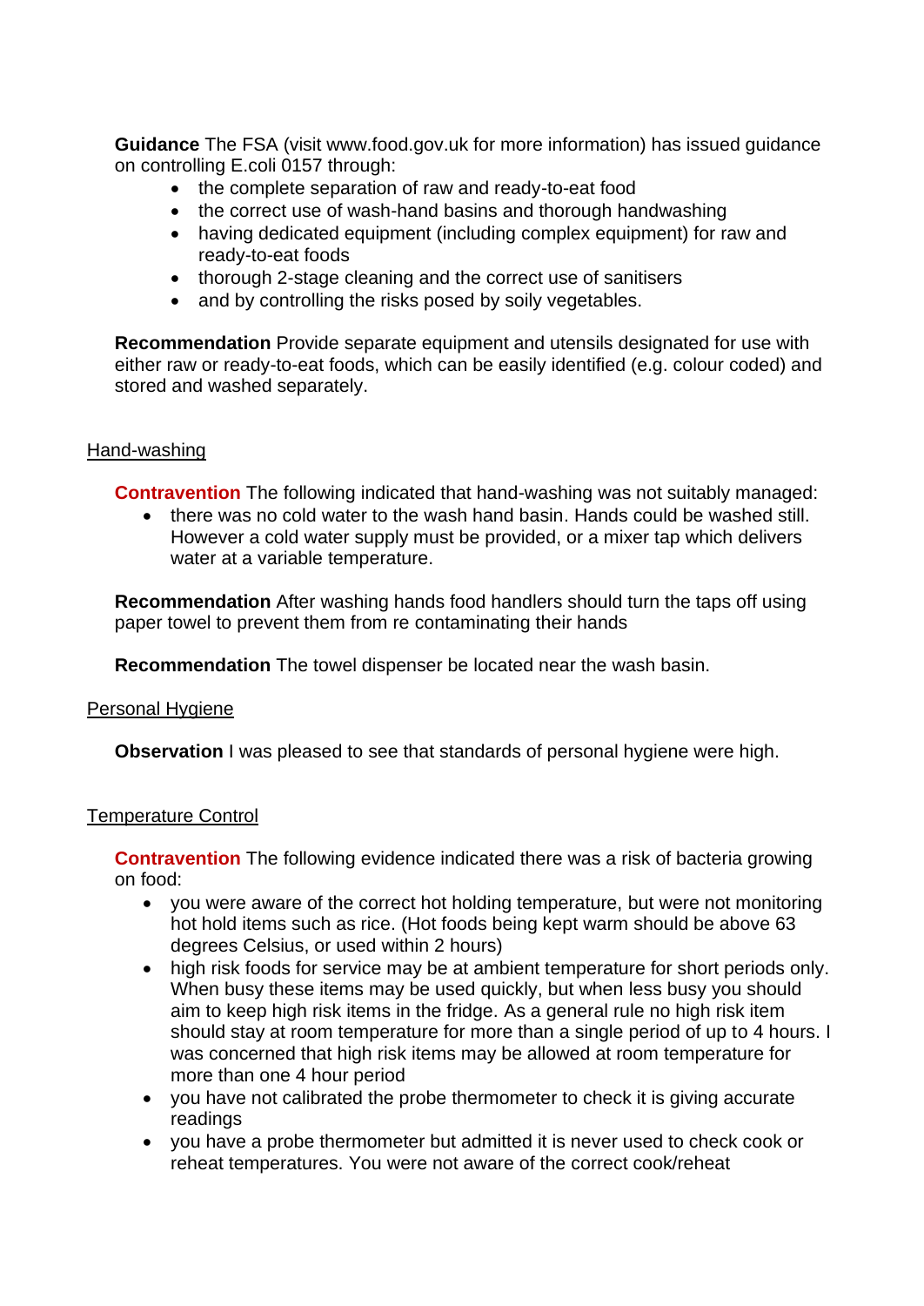**Guidance** The FSA (visit www.food.gov.uk for more information) has issued guidance on controlling E.coli 0157 through:

- the complete separation of raw and ready-to-eat food
- the correct use of wash-hand basins and thorough handwashing
- having dedicated equipment (including complex equipment) for raw and ready-to-eat foods
- thorough 2-stage cleaning and the correct use of sanitisers
- and by controlling the risks posed by soily vegetables.

**Recommendation** Provide separate equipment and utensils designated for use with either raw or ready-to-eat foods, which can be easily identified (e.g. colour coded) and stored and washed separately.

Hand-washing

**Contravention** The following indicated that hand-washing was not suitably managed:

- there was no cold water to the wash hand basin. Hands could be washed still. However a cold water supply must be provided, or a mixer tap which delivers water at a variable temperature.

**Recommendation** After washing hands food handlers should turn the taps off using paper towel to prevent them from re contaminating their hands

**Recommendation** The towel dispenser be located near the wash basin.

Personal Hygiene

**Observation** I was pleased to see that standards of personal hygiene were high.

Temperature Control

**Contravention** The following evidence indicated there was a risk of bacteria growing on food:

- you were aware of the correct hot holding temperature, but were not monitoring hot hold items such as rice. (Hot foods being kept warm should be above 63 degrees Celsius, or used within 2 hours)
- high risk foods for service may be at ambient temperature for short periods only. When busy these items may be used quickly, but when less busy you should aim to keep high risk items in the fridge. As a general rule no high risk item should stay at room temperature for more than a single period of up to 4 hours. I was concerned that high risk items may be allowed at room temperature for more than one 4 hour period
- you have not calibrated the probe thermometer to check it is giving accurate readings
- you have a probe thermometer but admitted it is never used to check cook or reheat temperatures. You were not aware of the correct cook/reheat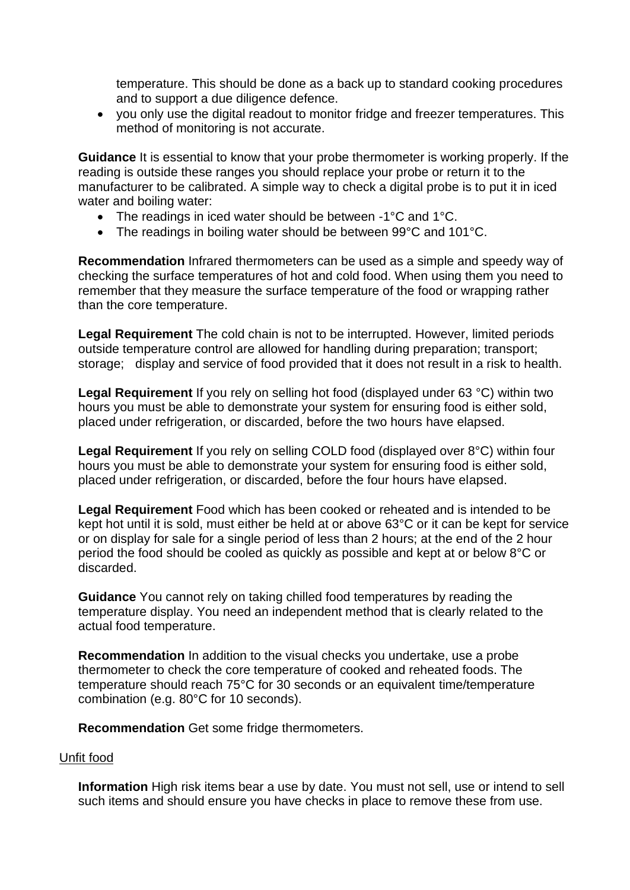temperature. This should be done as a back up to standard cooking procedures and to support a due diligence defence.

- you only use the digital readout to monitor fridge and freezer temperatures. This method of monitoring is not accurate.

**Guidance** It is essential to know that your probe thermometer is working properly. If the reading is outside these ranges you should replace your probe or return it to the manufacturer to be calibrated. A simple way to check a digital probe is to put it in iced water and boiling water:

- The readings in iced water should be between -1°C and 1°C.
- The readings in boiling water should be between 99°C and 101°C.

**Recommendation** Infrared thermometers can be used as a simple and speedy way of checking the surface temperatures of hot and cold food. When using them you need to remember that they measure the surface temperature of the food or wrapping rather than the core temperature.

**Legal Requirement** The cold chain is not to be interrupted. However, limited periods outside temperature control are allowed for handling during preparation; transport; storage; display and service of food provided that it does not result in a risk to health.

**Legal Requirement** If you rely on selling hot food (displayed under 63 °C) within two hours you must be able to demonstrate your system for ensuring food is either sold, placed under refrigeration, or discarded, before the two hours have elapsed.

**Legal Requirement** If you rely on selling COLD food (displayed over 8°C) within four hours you must be able to demonstrate your system for ensuring food is either sold, placed under refrigeration, or discarded, before the four hours have elapsed.

**Legal Requirement** Food which has been cooked or reheated and is intended to be kept hot until it is sold, must either be held at or above 63°C or it can be kept for service or on display for sale for a single period of less than 2 hours; at the end of the 2 hour period the food should be cooled as quickly as possible and kept at or below 8°C or discarded.

**Guidance** You cannot rely on taking chilled food temperatures by reading the temperature display. You need an independent method that is clearly related to the actual food temperature.

**Recommendation** In addition to the visual checks you undertake, use a probe thermometer to check the core temperature of cooked and reheated foods. The temperature should reach 75°C for 30 seconds or an equivalent time/temperature combination (e.g. 80°C for 10 seconds).

**Recommendation** Get some fridge thermometers.

Unfit food

**Information** High risk items bear a use by date. You must not sell, use or intend to sell such items and should ensure you have checks in place to remove these from use.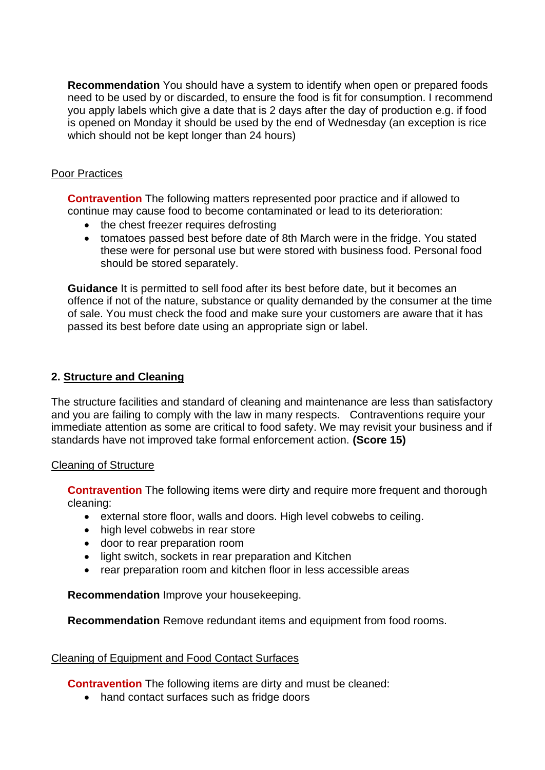**Recommendation** You should have a system to identify when open or prepared foods need to be used by or discarded, to ensure the food is fit for consumption. I recommend you apply labels which give a date that is 2 days after the day of production e.g. if food is opened on Monday it should be used by the end of Wednesday (an exception is rice which should not be kept longer than 24 hours)

Poor Practices

**Contravention** The following matters represented poor practice and if allowed to continue may cause food to become contaminated or lead to its deterioration:

- the chest freezer requires defrosting
- tomatoes passed best before date of 8th March were in the fridge. You stated these were for personal use but were stored with business food. Personal food should be stored separately.

**Guidance** It is permitted to sell food after its best before date, but it becomes an offence if not of the nature, substance or quality demanded by the consumer at the time of sale. You must check the food and make sure your customers are aware that it has passed its best before date using an appropriate sign or label.

## 2. Structure and Cleaning

The structure facilities and standard of cleaning and maintenance are less than satisfactory and you are failing to comply with the law in many respects. Contraventions require your immediate attention as some are critical to food safety. We may revisit your business and if standards have not improved take formal enforcement action. **(Score 15)**

Cleaning of Structure

**Contravention** The following items were dirty and require more frequent and thorough cleaning:

- external store floor, walls and doors. High level cobwebs to ceiling.
- high level cobwebs in rear store
- door to rear preparation room
- light switch, sockets in rear preparation and Kitchen
- rear preparation room and kitchen floor in less accessible areas

**Recommendation** Improve your housekeeping.

**Recommendation** Remove redundant items and equipment from food rooms.

Cleaning of Equipment and Food Contact Surfaces

**Contravention** The following items are dirty and must be cleaned:

- hand contact surfaces such as fridge doors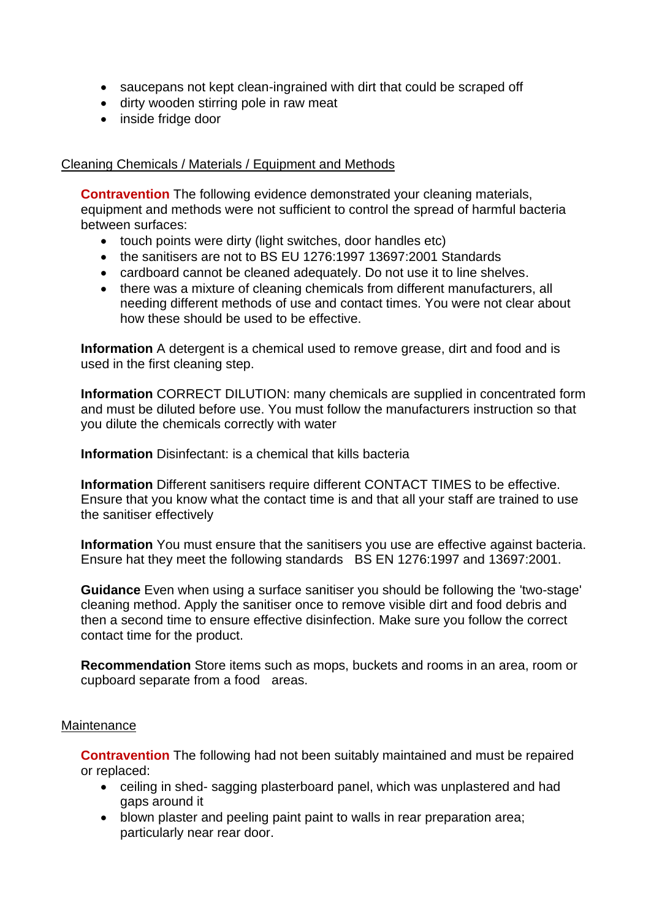- saucepans not kept clean-ingrained with dirt that could be scraped off
- dirty wooden stirring pole in raw meat
- inside fridge door

Cleaning Chemicals / Materials / Equipment and Methods

**Contravention** The following evidence demonstrated your cleaning materials, equipment and methods were not sufficient to control the spread of harmful bacteria between surfaces:

- touch points were dirty (light switches, door handles etc)
- the sanitisers are not to BS EU 1276:1997 13697:2001 Standards
- cardboard cannot be cleaned adequately. Do not use it to line shelves.
- there was a mixture of cleaning chemicals from different manufacturers, all needing different methods of use and contact times. You were not clear about how these should be used to be effective.

**Information** A detergent is a chemical used to remove grease, dirt and food and is used in the first cleaning step.

**Information** CORRECT DILUTION: many chemicals are supplied in concentrated form and must be diluted before use. You must follow the manufacturers instruction so that you dilute the chemicals correctly with water

**Information** Disinfectant: is a chemical that kills bacteria

**Information** Different sanitisers require different CONTACT TIMES to be effective. Ensure that you know what the contact time is and that all your staff are trained to use the sanitiser effectively

**Information** You must ensure that the sanitisers you use are effective against bacteria. Ensure hat they meet the following standards BS EN 1276:1997 and 13697:2001.

**Guidance** Even when using a surface sanitiser you should be following the 'two-stage' cleaning method. Apply the sanitiser once to remove visible dirt and food debris and then a second time to ensure effective disinfection. Make sure you follow the correct contact time for the product.

**Recommendation** Store items such as mops, buckets and rooms in an area, room or cupboard separate from a food areas.

Maintenance

**Contravention** The following had not been suitably maintained and must be repaired or replaced:

- ceiling in shed- sagging plasterboard panel, which was unplastered and had gaps around it
- blown plaster and peeling paint paint to walls in rear preparation area; particularly near rear door.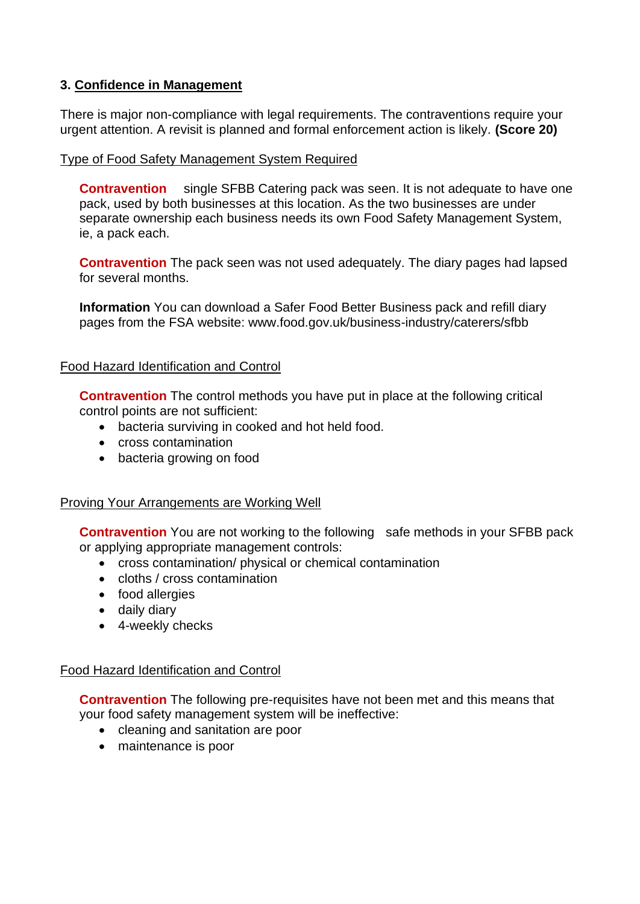## 3. Confidence in Management

There is major non-compliance with legal requirements. The contraventions require your urgent attention. A revisit is planned and formal enforcement action is likely. **(Score 20)**

Type of Food Safety Management System Required

**Contravention** single SFBB Catering pack was seen. It is not adequate to have one pack, used by both businesses at this location. As the two businesses are under separate ownership each business needs its own Food Safety Management System, ie, a pack each.

**Contravention** The pack seen was not used adequately. The diary pages had lapsed for several months.

**Information** You can download a Safer Food Better Business pack and refill diary pages from the FSA website: www.food.gov.uk/business-industry/caterers/sfbb

Food Hazard Identification and Control

**Contravention** The control methods you have put in place at the following critical control points are not sufficient:

- bacteria surviving in cooked and hot held food.
- cross contamination
- bacteria growing on food

Proving Your Arrangements are Working Well

**Contravention** You are not working to the following safe methods in your SFBB pack or applying appropriate management controls:

- cross contamination/ physical or chemical contamination
- cloths / cross contamination
- food allergies
- daily diary
- 4-weekly checks

Food Hazard Identification and Control

**Contravention** The following pre-requisites have not been met and this means that your food safety management system will be ineffective:

- cleaning and sanitation are poor
- maintenance is poor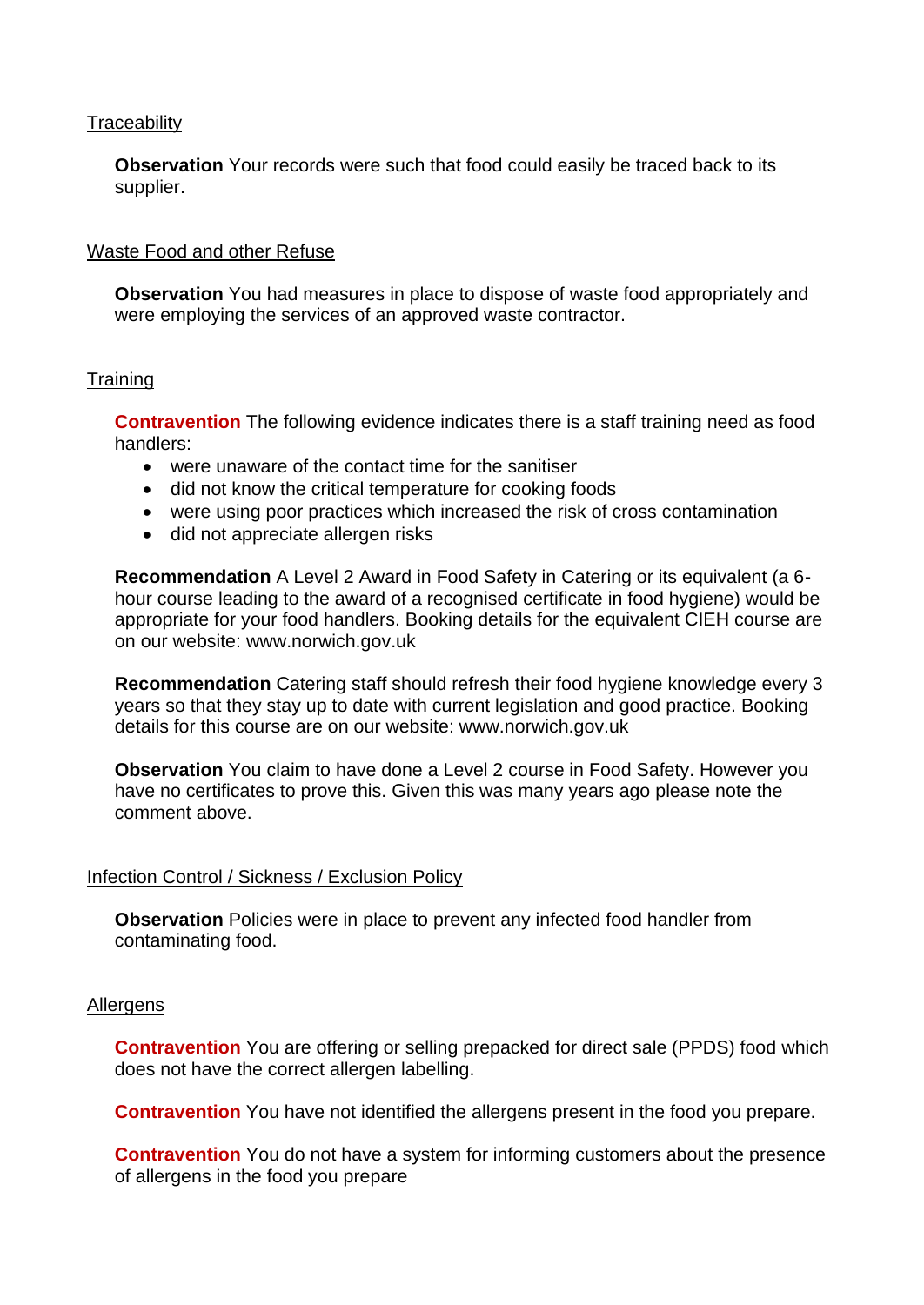Traceability

**Observation** Your records were such that food could easily be traced back to its supplier.

Waste Food and other Refuse

**Observation** You had measures in place to dispose of waste food appropriately and were employing the services of an approved waste contractor.

Training

**Contravention** The following evidence indicates there is a staff training need as food handlers:

- were unaware of the contact time for the sanitiser
- did not know the critical temperature for cooking foods
- were using poor practices which increased the risk of cross contamination
- did not appreciate allergen risks

**Recommendation** A Level 2 Award in Food Safety in Catering or its equivalent (a 6-hour course leading to the award of a recognised certificate in food hygiene) would be appropriate for your food handlers. Booking details for the equivalent CIEH course are on our website: www.norwich.gov.uk

**Recommendation** Catering staff should refresh their food hygiene knowledge every 3 years so that they stay up to date with current legislation and good practice. Booking details for this course are on our website: www.norwich.gov.uk

**Observation** You claim to have done a Level 2 course in Food Safety. However you have no certificates to prove this. Given this was many years ago please note the comment above.

Infection Control / Sickness / Exclusion Policy

**Observation** Policies were in place to prevent any infected food handler from contaminating food.

Allergens

**Contravention** You are offering or selling prepacked for direct sale (PPDS) food which does not have the correct allergen labelling.

**Contravention** You have not identified the allergens present in the food you prepare.

**Contravention** You do not have a system for informing customers about the presence of allergens in the food you prepare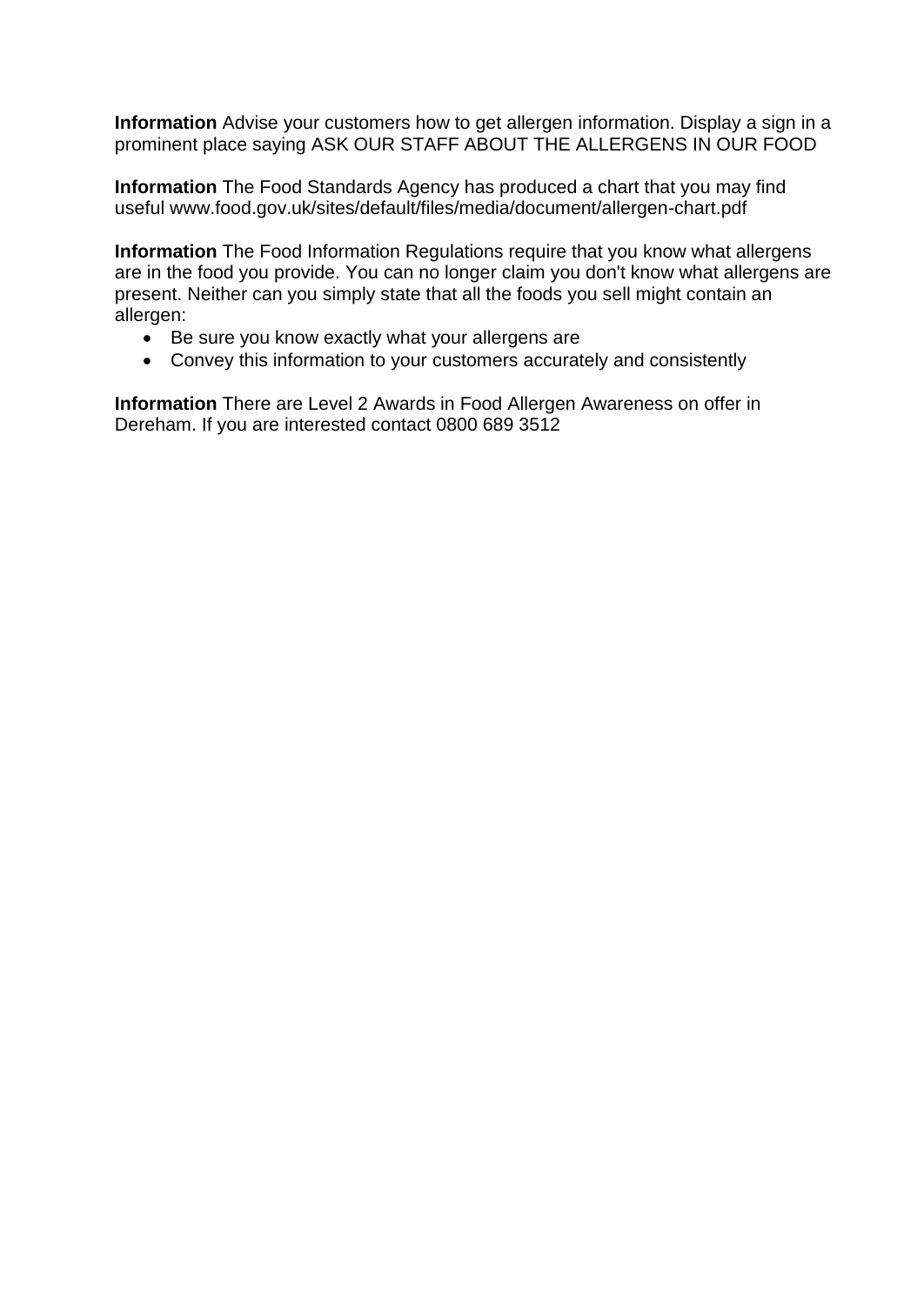**Information** Advise your customers how to get allergen information. Display a sign in a prominent place saying ASK OUR STAFF ABOUT THE ALLERGENS IN OUR FOOD

**Information** The Food Standards Agency has produced a chart that you may find useful www.food.gov.uk/sites/default/files/media/document/allergen-chart.pdf

**Information** The Food Information Regulations require that you know what allergens are in the food you provide. You can no longer claim you don't know what allergens are present. Neither can you simply state that all the foods you sell might contain an allergen:

- Be sure you know exactly what your allergens are
- Convey this information to your customers accurately and consistently

**Information** There are Level 2 Awards in Food Allergen Awareness on offer in Dereham. If you are interested contact 0800 689 3512